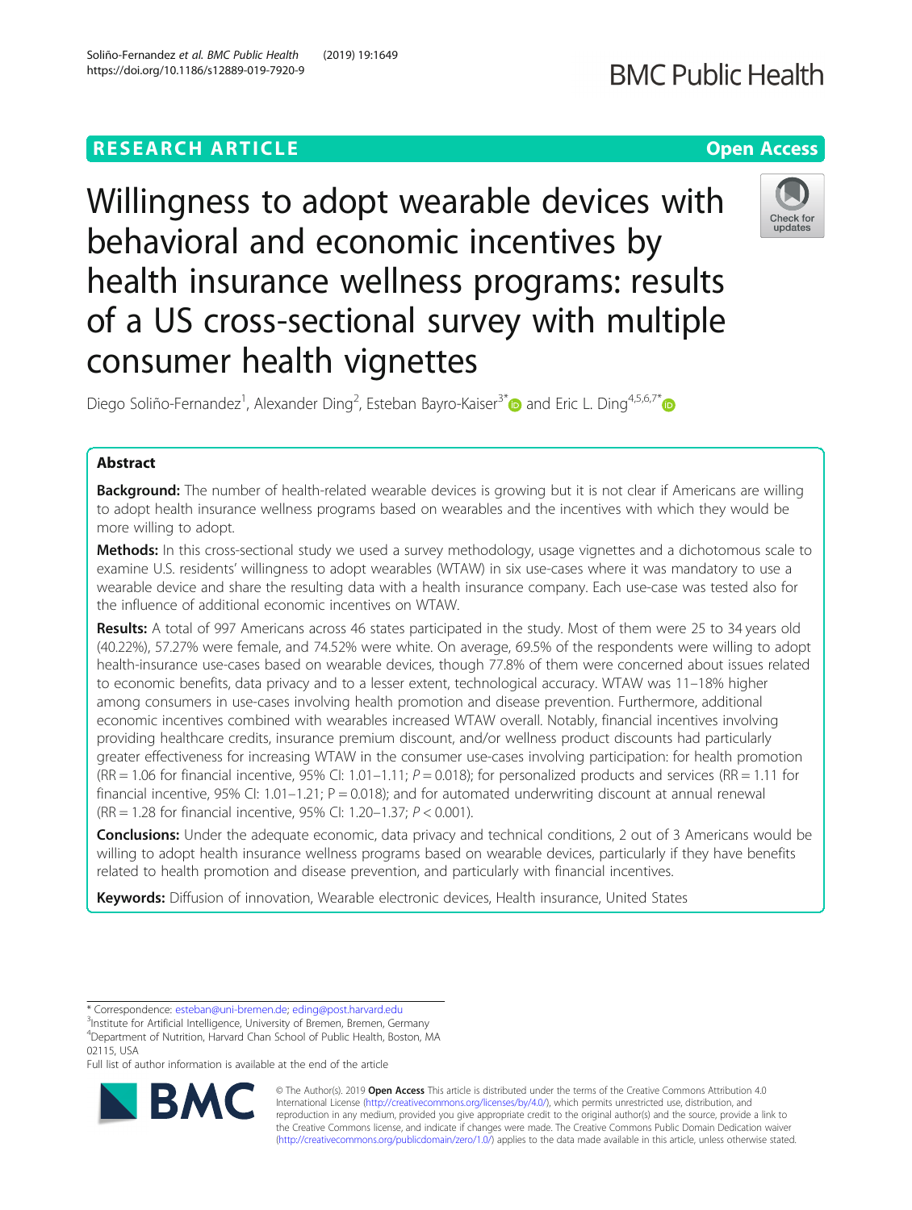RESEARCH ARTICLE

Open Access

# Willingness to adopt wearable devices with behavioral and economic incentives by health insurance wellness programs: results of a US cross-sectional survey with multiple consumer health vignettes

Diego Soliño-Fernandez[1], Alexander Ding[2], Esteban Bayro-Kaiser[3*] and Eric L. Ding[4,5,6,7*]

## Abstract

**Background:** The number of health-related wearable devices is growing but it is not clear if Americans are willing to adopt health insurance wellness programs based on wearables and the incentives with which they would be more willing to adopt.

**Methods:** In this cross-sectional study we used a survey methodology, usage vignettes and a dichotomous scale to examine U.S. residents' willingness to adopt wearables (WTAW) in six use-cases where it was mandatory to use a wearable device and share the resulting data with a health insurance company. Each use-case was tested also for the influence of additional economic incentives on WTAW.

**Results:** A total of 997 Americans across 46 states participated in the study. Most of them were 25 to 34 years old (40.22%), 57.27% were female, and 74.52% were white. On average, 69.5% of the respondents were willing to adopt health-insurance use-cases based on wearable devices, though 77.8% of them were concerned about issues related to economic benefits, data privacy and to a lesser extent, technological accuracy. WTAW was 11–18% higher among consumers in use-cases involving health promotion and disease prevention. Furthermore, additional economic incentives combined with wearables increased WTAW overall. Notably, financial incentives involving providing healthcare credits, insurance premium discount, and/or wellness product discounts had particularly greater effectiveness for increasing WTAW in the consumer use-cases involving participation: for health promotion (RR = 1.06 for financial incentive, 95% CI: 1.01–1.11; $P = 0.018$); for personalized products and services (RR = 1.11 for financial incentive, 95% CI: 1.01–1.21; $P = 0.018$); and for automated underwriting discount at annual renewal (RR = 1.28 for financial incentive, 95% CI: 1.20–1.37; $P < 0.001$).

**Conclusions:** Under the adequate economic, data privacy and technical conditions, 2 out of 3 Americans would be willing to adopt health insurance wellness programs based on wearable devices, particularly if they have benefits related to health promotion and disease prevention, and particularly with financial incentives.

**Keywords:** Diffusion of innovation, Wearable electronic devices, Health insurance, United States

\* Correspondence: esteban@uni-bremen.de; eding@post.harvard.edu
[3]Institute for Artificial Intelligence, University of Bremen, Bremen, Germany
[4]Department of Nutrition, Harvard Chan School of Public Health, Boston, MA 02115, USA
Full list of author information is available at the end of the article

© The Author(s). 2019 **Open Access** This article is distributed under the terms of the Creative Commons Attribution 4.0 International License (http://creativecommons.org/licenses/by/4.0/), which permits unrestricted use, distribution, and reproduction in any medium, provided you give appropriate credit to the original author(s) and the source, provide a link to the Creative Commons license, and indicate if changes were made. The Creative Commons Public Domain Dedication waiver (http://creativecommons.org/publicdomain/zero/1.0/) applies to the data made available in this article, unless otherwise stated.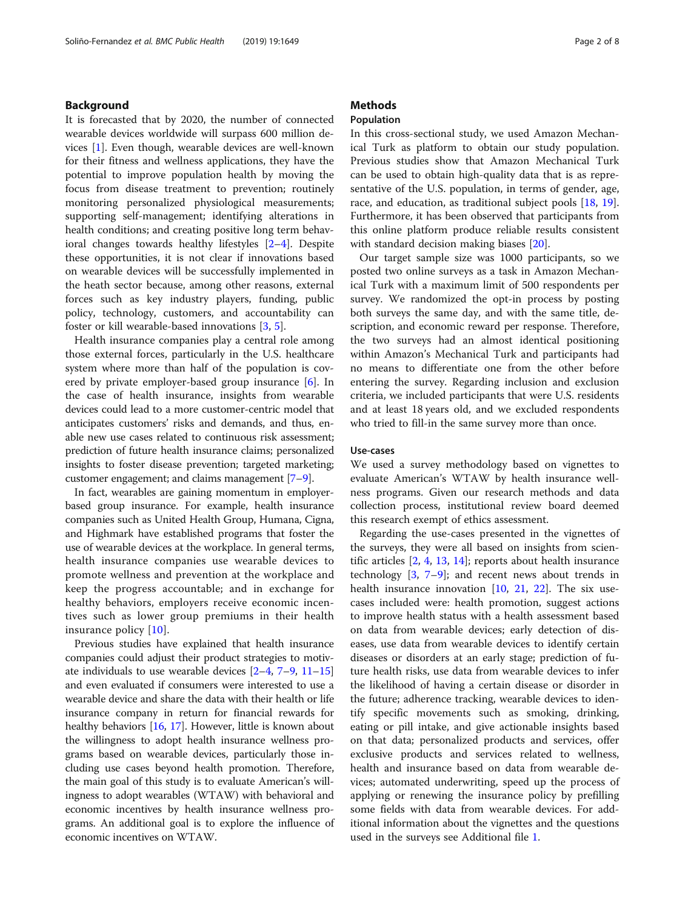## Background

It is forecasted that by 2020, the number of connected wearable devices worldwide will surpass 600 million devices [1]. Even though, wearable devices are well-known for their fitness and wellness applications, they have the potential to improve population health by moving the focus from disease treatment to prevention; routinely monitoring personalized physiological measurements; supporting self-management; identifying alterations in health conditions; and creating positive long term behavioral changes towards healthy lifestyles [2–4]. Despite these opportunities, it is not clear if innovations based on wearable devices will be successfully implemented in the heath sector because, among other reasons, external forces such as key industry players, funding, public policy, technology, customers, and accountability can foster or kill wearable-based innovations [3, 5].

Health insurance companies play a central role among those external forces, particularly in the U.S. healthcare system where more than half of the population is covered by private employer-based group insurance [6]. In the case of health insurance, insights from wearable devices could lead to a more customer-centric model that anticipates customers' risks and demands, and thus, enable new use cases related to continuous risk assessment; prediction of future health insurance claims; personalized insights to foster disease prevention; targeted marketing; customer engagement; and claims management [7–9].

In fact, wearables are gaining momentum in employer-based group insurance. For example, health insurance companies such as United Health Group, Humana, Cigna, and Highmark have established programs that foster the use of wearable devices at the workplace. In general terms, health insurance companies use wearable devices to promote wellness and prevention at the workplace and keep the progress accountable; and in exchange for healthy behaviors, employers receive economic incentives such as lower group premiums in their health insurance policy [10].

Previous studies have explained that health insurance companies could adjust their product strategies to motivate individuals to use wearable devices [2–4, 7–9, 11–15] and even evaluated if consumers were interested to use a wearable device and share the data with their health or life insurance company in return for financial rewards for healthy behaviors [16, 17]. However, little is known about the willingness to adopt health insurance wellness programs based on wearable devices, particularly those including use cases beyond health promotion. Therefore, the main goal of this study is to evaluate American's willingness to adopt wearables (WTAW) with behavioral and economic incentives by health insurance wellness programs. An additional goal is to explore the influence of economic incentives on WTAW.

## Methods

### Population

In this cross-sectional study, we used Amazon Mechanical Turk as platform to obtain our study population. Previous studies show that Amazon Mechanical Turk can be used to obtain high-quality data that is as representative of the U.S. population, in terms of gender, age, race, and education, as traditional subject pools [18, 19]. Furthermore, it has been observed that participants from this online platform produce reliable results consistent with standard decision making biases [20].

Our target sample size was 1000 participants, so we posted two online surveys as a task in Amazon Mechanical Turk with a maximum limit of 500 respondents per survey. We randomized the opt-in process by posting both surveys the same day, and with the same title, description, and economic reward per response. Therefore, the two surveys had an almost identical positioning within Amazon's Mechanical Turk and participants had no means to differentiate one from the other before entering the survey. Regarding inclusion and exclusion criteria, we included participants that were U.S. residents and at least 18 years old, and we excluded respondents who tried to fill-in the same survey more than once.

### Use-cases

We used a survey methodology based on vignettes to evaluate American's WTAW by health insurance wellness programs. Given our research methods and data collection process, institutional review board deemed this research exempt of ethics assessment.

Regarding the use-cases presented in the vignettes of the surveys, they were all based on insights from scientific articles [2, 4, 13, 14]; reports about health insurance technology [3, 7–9]; and recent news about trends in health insurance innovation [10, 21, 22]. The six use-cases included were: health promotion, suggest actions to improve health status with a health assessment based on data from wearable devices; early detection of diseases, use data from wearable devices to identify certain diseases or disorders at an early stage; prediction of future health risks, use data from wearable devices to infer the likelihood of having a certain disease or disorder in the future; adherence tracking, wearable devices to identify specific movements such as smoking, drinking, eating or pill intake, and give actionable insights based on that data; personalized products and services, offer exclusive products and services related to wellness, health and insurance based on data from wearable devices; automated underwriting, speed up the process of applying or renewing the insurance policy by prefilling some fields with data from wearable devices. For additional information about the vignettes and the questions used in the surveys see Additional file 1.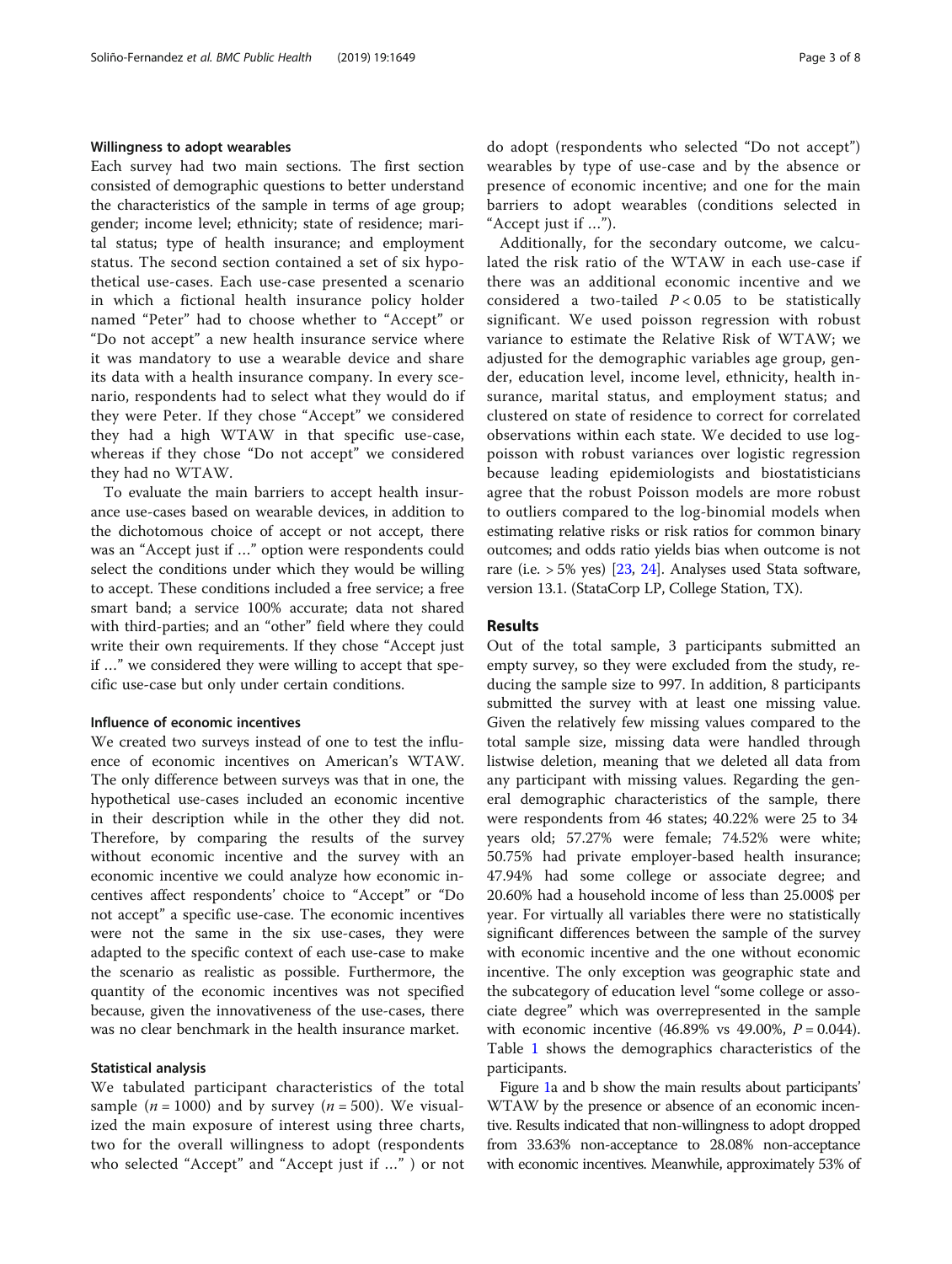### Willingness to adopt wearables

Each survey had two main sections. The first section consisted of demographic questions to better understand the characteristics of the sample in terms of age group; gender; income level; ethnicity; state of residence; marital status; type of health insurance; and employment status. The second section contained a set of six hypothetical use-cases. Each use-case presented a scenario in which a fictional health insurance policy holder named "Peter" had to choose whether to "Accept" or "Do not accept" a new health insurance service where it was mandatory to use a wearable device and share its data with a health insurance company. In every scenario, respondents had to select what they would do if they were Peter. If they chose "Accept" we considered they had a high WTAW in that specific use-case, whereas if they chose "Do not accept" we considered they had no WTAW.

To evaluate the main barriers to accept health insurance use-cases based on wearable devices, in addition to the dichotomous choice of accept or not accept, there was an "Accept just if …" option were respondents could select the conditions under which they would be willing to accept. These conditions included a free service; a free smart band; a service 100% accurate; data not shared with third-parties; and an "other" field where they could write their own requirements. If they chose "Accept just if …" we considered they were willing to accept that specific use-case but only under certain conditions.

### Influence of economic incentives

We created two surveys instead of one to test the influence of economic incentives on American's WTAW. The only difference between surveys was that in one, the hypothetical use-cases included an economic incentive in their description while in the other they did not. Therefore, by comparing the results of the survey without economic incentive and the survey with an economic incentive we could analyze how economic incentives affect respondents' choice to "Accept" or "Do not accept" a specific use-case. The economic incentives were not the same in the six use-cases, they were adapted to the specific context of each use-case to make the scenario as realistic as possible. Furthermore, the quantity of the economic incentives was not specified because, given the innovativeness of the use-cases, there was no clear benchmark in the health insurance market.

### Statistical analysis

We tabulated participant characteristics of the total sample ($n = 1000$) and by survey ($n = 500$). We visualized the main exposure of interest using three charts, two for the overall willingness to adopt (respondents who selected "Accept" and "Accept just if …" ) or not do adopt (respondents who selected "Do not accept") wearables by type of use-case and by the absence or presence of economic incentive; and one for the main barriers to adopt wearables (conditions selected in "Accept just if …").

Additionally, for the secondary outcome, we calculated the risk ratio of the WTAW in each use-case if there was an additional economic incentive and we considered a two-tailed $P < 0.05$ to be statistically significant. We used poisson regression with robust variance to estimate the Relative Risk of WTAW; we adjusted for the demographic variables age group, gender, education level, income level, ethnicity, health insurance, marital status, and employment status; and clustered on state of residence to correct for correlated observations within each state. We decided to use log-poisson with robust variances over logistic regression because leading epidemiologists and biostatisticians agree that the robust Poisson models are more robust to outliers compared to the log-binomial models when estimating relative risks or risk ratios for common binary outcomes; and odds ratio yields bias when outcome is not rare (i.e. > 5% yes) [23, 24]. Analyses used Stata software, version 13.1. (StataCorp LP, College Station, TX).

## Results

Out of the total sample, 3 participants submitted an empty survey, so they were excluded from the study, reducing the sample size to 997. In addition, 8 participants submitted the survey with at least one missing value. Given the relatively few missing values compared to the total sample size, missing data were handled through listwise deletion, meaning that we deleted all data from any participant with missing values. Regarding the general demographic characteristics of the sample, there were respondents from 46 states; 40.22% were 25 to 34 years old; 57.27% were female; 74.52% were white; 50.75% had private employer-based health insurance; 47.94% had some college or associate degree; and 20.60% had a household income of less than 25.000$ per year. For virtually all variables there were no statistically significant differences between the sample of the survey with economic incentive and the one without economic incentive. The only exception was geographic state and the subcategory of education level "some college or associate degree" which was overrepresented in the sample with economic incentive (46.89% vs 49.00%, $P = 0.044$). Table 1 shows the demographics characteristics of the participants.

Figure 1a and b show the main results about participants' WTAW by the presence or absence of an economic incentive. Results indicated that non-willingness to adopt dropped from 33.63% non-acceptance to 28.08% non-acceptance with economic incentives. Meanwhile, approximately 53% of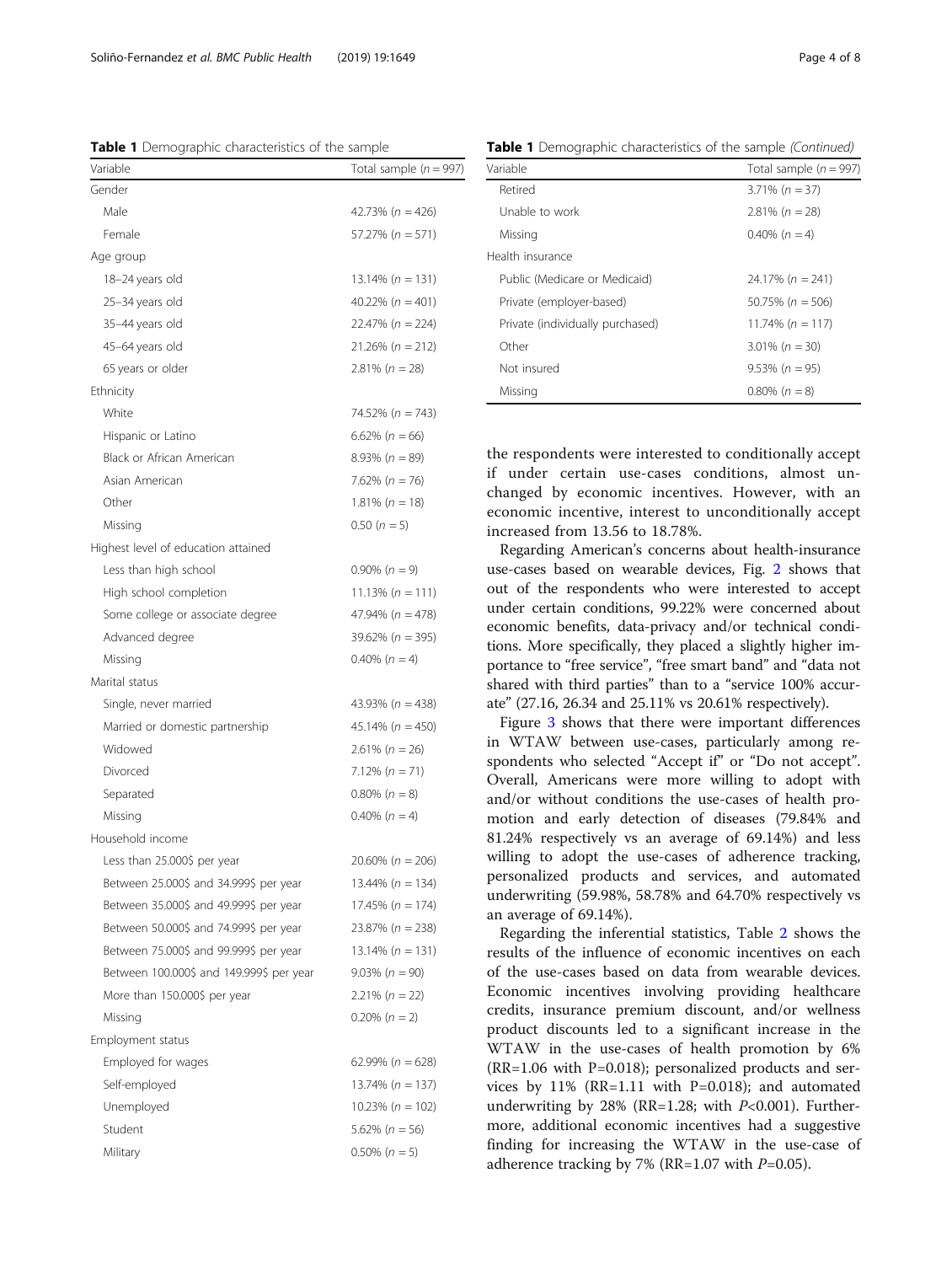**Table 1** Demographic characteristics of the sample

| Variable | Total sample ($n = 997$) |
| --- | --- |
| Gender | |
| Male | 42.73% ($n = 426$) |
| Female | 57.27% ($n = 571$) |
| Age group | |
| 18–24 years old | 13.14% ($n = 131$) |
| 25–34 years old | 40.22% ($n = 401$) |
| 35–44 years old | 22.47% ($n = 224$) |
| 45–64 years old | 21.26% ($n = 212$) |
| 65 years or older | 2.81% ($n = 28$) |
| Ethnicity | |
| White | 74.52% ($n = 743$) |
| Hispanic or Latino | 6.62% ($n = 66$) |
| Black or African American | 8.93% ($n = 89$) |
| Asian American | 7.62% ($n = 76$) |
| Other | 1.81% ($n = 18$) |
| Missing | 0.50 ($n = 5$) |
| Highest level of education attained | |
| Less than high school | 0.90% ($n = 9$) |
| High school completion | 11.13% ($n = 111$) |
| Some college or associate degree | 47.94% ($n = 478$) |
| Advanced degree | 39.62% ($n = 395$) |
| Missing | 0.40% ($n = 4$) |
| Marital status | |
| Single, never married | 43.93% ($n = 438$) |
| Married or domestic partnership | 45.14% ($n = 450$) |
| Widowed | 2.61% ($n = 26$) |
| Divorced | 7.12% ($n = 71$) |
| Separated | 0.80% ($n = 8$) |
| Missing | 0.40% ($n = 4$) |
| Household income | |
| Less than 25.000$ per year | 20.60% ($n = 206$) |
| Between 25.000$ and 34.999$ per year | 13.44% ($n = 134$) |
| Between 35.000$ and 49.999$ per year | 17.45% ($n = 174$) |
| Between 50.000$ and 74.999$ per year | 23.87% ($n = 238$) |
| Between 75.000$ and 99.999$ per year | 13.14% ($n = 131$) |
| Between 100.000$ and 149.999$ per year | 9.03% ($n = 90$) |
| More than 150.000$ per year | 2.21% ($n = 22$) |
| Missing | 0.20% ($n = 2$) |
| Employment status | |
| Employed for wages | 62.99% ($n = 628$) |
| Self-employed | 13.74% ($n = 137$) |
| Unemployed | 10.23% ($n = 102$) |
| Student | 5.62% ($n = 56$) |
| Military | 0.50% ($n = 5$) |
| Retired | 3.71% ($n = 37$) |
| Unable to work | 2.81% ($n = 28$) |
| Missing | 0.40% ($n = 4$) |
| Health insurance | |
| Public (Medicare or Medicaid) | 24.17% ($n = 241$) |
| Private (employer-based) | 50.75% ($n = 506$) |
| Private (individually purchased) | 11.74% ($n = 117$) |
| Other | 3.01% ($n = 30$) |
| Not insured | 9.53% ($n = 95$) |
| Missing | 0.80% ($n = 8$) |

the respondents were interested to conditionally accept if under certain use-cases conditions, almost unchanged by economic incentives. However, with an economic incentive, interest to unconditionally accept increased from 13.56 to 18.78%.

Regarding American's concerns about health-insurance use-cases based on wearable devices, Fig. 2 shows that out of the respondents who were interested to accept under certain conditions, 99.22% were concerned about economic benefits, data-privacy and/or technical conditions. More specifically, they placed a slightly higher importance to "free service", "free smart band" and "data not shared with third parties" than to a "service 100% accurate" (27.16, 26.34 and 25.11% vs 20.61% respectively).

Figure 3 shows that there were important differences in WTAW between use-cases, particularly among respondents who selected "Accept if" or "Do not accept". Overall, Americans were more willing to adopt with and/or without conditions the use-cases of health promotion and early detection of diseases (79.84% and 81.24% respectively vs an average of 69.14%) and less willing to adopt the use-cases of adherence tracking, personalized products and services, and automated underwriting (59.98%, 58.78% and 64.70% respectively vs an average of 69.14%).

Regarding the inferential statistics, Table 2 shows the results of the influence of economic incentives on each of the use-cases based on data from wearable devices. Economic incentives involving providing healthcare credits, insurance premium discount, and/or wellness product discounts led to a significant increase in the WTAW in the use-cases of health promotion by 6% (RR=1.06 with P=0.018); personalized products and services by 11% (RR=1.11 with P=0.018); and automated underwriting by 28% (RR=1.28; with $P<0.001$). Furthermore, additional economic incentives had a suggestive finding for increasing the WTAW in the use-case of adherence tracking by 7% (RR=1.07 with $P=0.05$).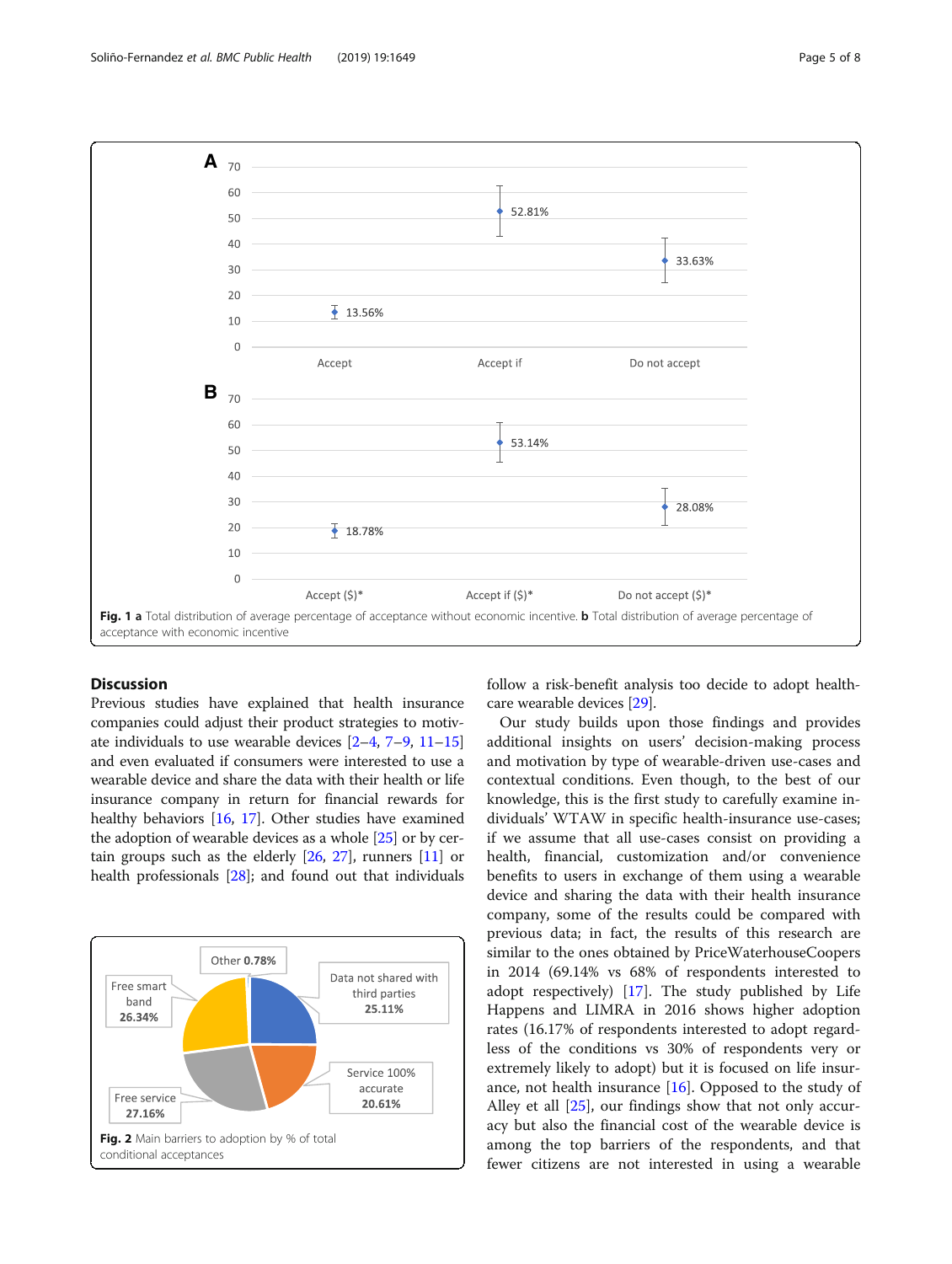**Fig. 1 a** Total distribution of average percentage of acceptance without economic incentive. **b** Total distribution of average percentage of acceptance with economic incentive

## Discussion

Previous studies have explained that health insurance companies could adjust their product strategies to motivate individuals to use wearable devices [2–4, 7–9, 11–15] and even evaluated if consumers were interested to use a wearable device and share the data with their health or life insurance company in return for financial rewards for healthy behaviors [16, 17]. Other studies have examined the adoption of wearable devices as a whole [25] or by certain groups such as the elderly [26, 27], runners [11] or health professionals [28]; and found out that individuals follow a risk-benefit analysis too decide to adopt healthcare wearable devices [29].

**Fig. 2** Main barriers to adoption by % of total conditional acceptances

Our study builds upon those findings and provides additional insights on users' decision-making process and motivation by type of wearable-driven use-cases and contextual conditions. Even though, to the best of our knowledge, this is the first study to carefully examine individuals' WTAW in specific health-insurance use-cases; if we assume that all use-cases consist on providing a health, financial, customization and/or convenience benefits to users in exchange of them using a wearable device and sharing the data with their health insurance company, some of the results could be compared with previous data; in fact, the results of this research are similar to the ones obtained by PriceWaterhouseCoopers in 2014 (69.14% vs 68% of respondents interested to adopt respectively) [17]. The study published by Life Happens and LIMRA in 2016 shows higher adoption rates (16.17% of respondents interested to adopt regardless of the conditions vs 30% of respondents very or extremely likely to adopt) but it is focused on life insurance, not health insurance [16]. Opposed to the study of Alley et all [25], our findings show that not only accuracy but also the financial cost of the wearable device is among the top barriers of the respondents, and that fewer citizens are not interested in using a wearable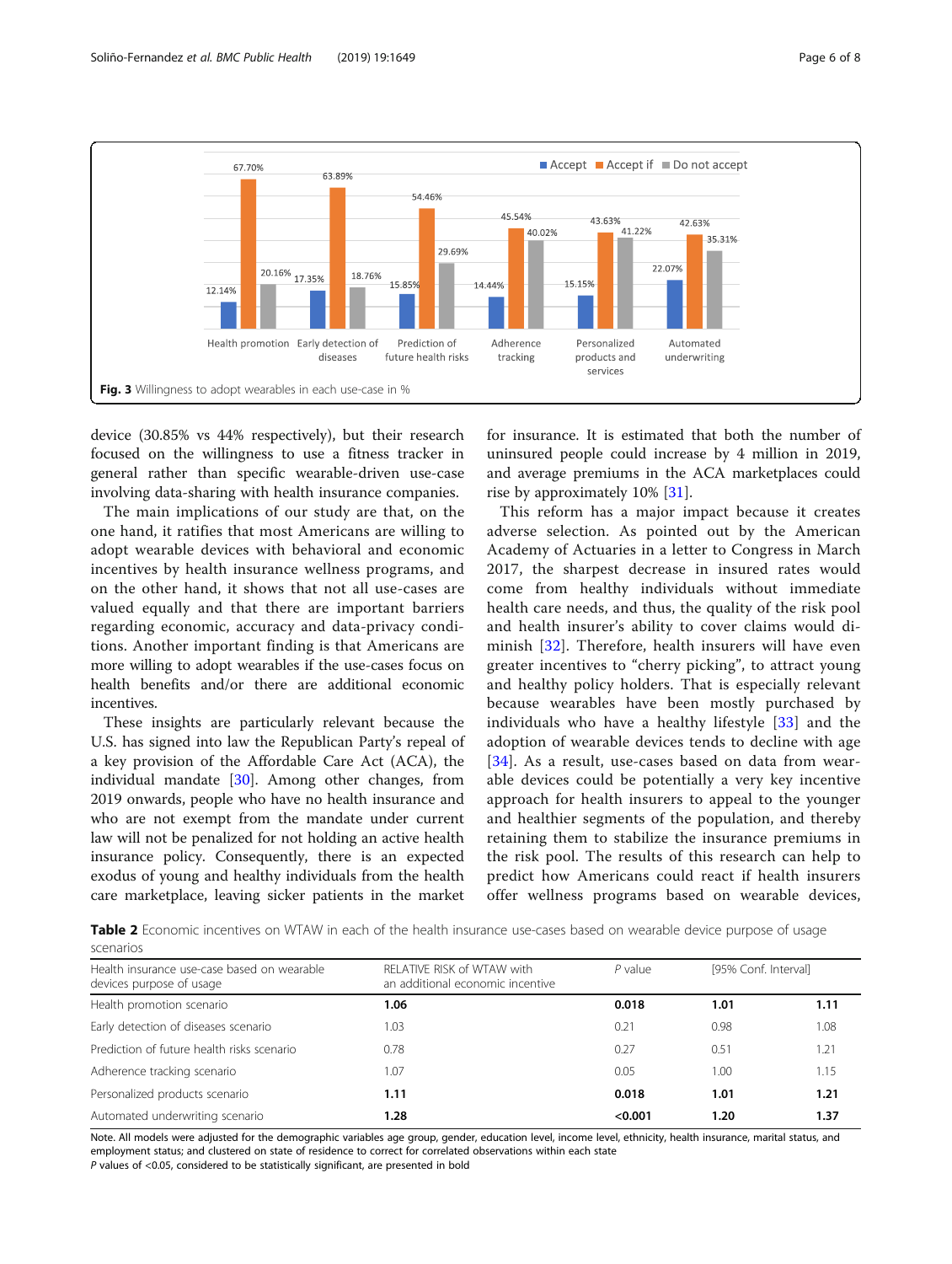Fig. 3 Willingness to adopt wearables in each use-case in %

device (30.85% vs 44% respectively), but their research focused on the willingness to use a fitness tracker in general rather than specific wearable-driven use-case involving data-sharing with health insurance companies.

The main implications of our study are that, on the one hand, it ratifies that most Americans are willing to adopt wearable devices with behavioral and economic incentives by health insurance wellness programs, and on the other hand, it shows that not all use-cases are valued equally and that there are important barriers regarding economic, accuracy and data-privacy conditions. Another important finding is that Americans are more willing to adopt wearables if the use-cases focus on health benefits and/or there are additional economic incentives.

These insights are particularly relevant because the U.S. has signed into law the Republican Party's repeal of a key provision of the Affordable Care Act (ACA), the individual mandate [30]. Among other changes, from 2019 onwards, people who have no health insurance and who are not exempt from the mandate under current law will not be penalized for not holding an active health insurance policy. Consequently, there is an expected exodus of young and healthy individuals from the health care marketplace, leaving sicker patients in the market for insurance. It is estimated that both the number of uninsured people could increase by 4 million in 2019, and average premiums in the ACA marketplaces could rise by approximately 10% [31].

This reform has a major impact because it creates adverse selection. As pointed out by the American Academy of Actuaries in a letter to Congress in March 2017, the sharpest decrease in insured rates would come from healthy individuals without immediate health care needs, and thus, the quality of the risk pool and health insurer's ability to cover claims would diminish [32]. Therefore, health insurers will have even greater incentives to "cherry picking", to attract young and healthy policy holders. That is especially relevant because wearables have been mostly purchased by individuals who have a healthy lifestyle [33] and the adoption of wearable devices tends to decline with age [34]. As a result, use-cases based on data from wearable devices could be potentially a very key incentive approach for health insurers to appeal to the younger and healthier segments of the population, and thereby retaining them to stabilize the insurance premiums in the risk pool. The results of this research can help to predict how Americans could react if health insurers offer wellness programs based on wearable devices,

**Table 2** Economic incentives on WTAW in each of the health insurance use-cases based on wearable device purpose of usage scenarios

| Health insurance use-case based on wearable devices purpose of usage | RELATIVE RISK of WTAW with an additional economic incentive | *P* value | [95% Conf. Interval] | |
|---|---|---|---|---|
| Health promotion scenario | **1.06** | **0.018** | **1.01** | **1.11** |
| Early detection of diseases scenario | 1.03 | 0.21 | 0.98 | 1.08 |
| Prediction of future health risks scenario | 0.78 | 0.27 | 0.51 | 1.21 |
| Adherence tracking scenario | 1.07 | 0.05 | 1.00 | 1.15 |
| Personalized products scenario | **1.11** | **0.018** | **1.01** | **1.21** |
| Automated underwriting scenario | **1.28** | **<0.001** | **1.20** | **1.37** |

Note. All models were adjusted for the demographic variables age group, gender, education level, income level, ethnicity, health insurance, marital status, and employment status; and clustered on state of residence to correct for correlated observations within each state

*P* values of <0.05, considered to be statistically significant, are presented in bold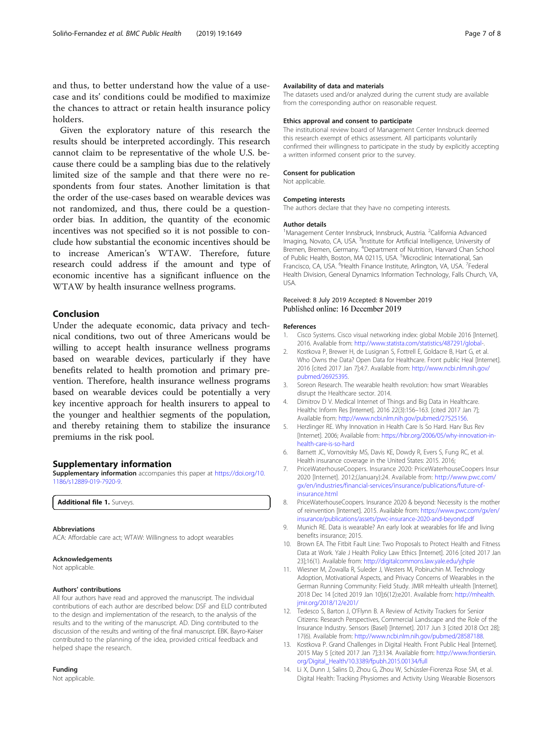and thus, to better understand how the value of a use-case and its' conditions could be modified to maximize the chances to attract or retain health insurance policy holders.

Given the exploratory nature of this research the results should be interpreted accordingly. This research cannot claim to be representative of the whole U.S. because there could be a sampling bias due to the relatively limited size of the sample and that there were no respondents from four states. Another limitation is that the order of the use-cases based on wearable devices was not randomized, and thus, there could be a question-order bias. In addition, the quantity of the economic incentives was not specified so it is not possible to conclude how substantial the economic incentives should be to increase American's WTAW. Therefore, future research could address if the amount and type of economic incentive has a significant influence on the WTAW by health insurance wellness programs.

## Conclusion

Under the adequate economic, data privacy and technical conditions, two out of three Americans would be willing to accept health insurance wellness programs based on wearable devices, particularly if they have benefits related to health promotion and primary prevention. Therefore, health insurance wellness programs based on wearable devices could be potentially a very key incentive approach for health insurers to appeal to the younger and healthier segments of the population, and thereby retaining them to stabilize the insurance premiums in the risk pool.

## Supplementary information

**Supplementary information** accompanies this paper at https://doi.org/10.1186/s12889-019-7920-9.

**Additional file 1.** Surveys.

#### Abbreviations

ACA: Affordable care act; WTAW: Willingness to adopt wearables

#### Acknowledgements

Not applicable.

#### Authors' contributions

All four authors have read and approved the manuscript. The individual contributions of each author are described below: DSF and ELD contributed to the design and implementation of the research, to the analysis of the results and to the writing of the manuscript. AD. Ding contributed to the discussion of the results and writing of the final manuscript. EBK. Bayro-Kaiser contributed to the planning of the idea, provided critical feedback and helped shape the research.

#### Funding

Not applicable.

#### Availability of data and materials

The datasets used and/or analyzed during the current study are available from the corresponding author on reasonable request.

#### Ethics approval and consent to participate

The institutional review board of Management Center Innsbruck deemed this research exempt of ethics assessment. All participants voluntarily confirmed their willingness to participate in the study by explicitly accepting a written informed consent prior to the survey.

#### Consent for publication

Not applicable.

#### Competing interests

The authors declare that they have no competing interests.

#### Author details

[1]Management Center Innsbruck, Innsbruck, Austria. [2]California Advanced Imaging, Novato, CA, USA. [3]Institute for Artificial Intelligence, University of Bremen, Bremen, Germany. [4]Department of Nutrition, Harvard Chan School of Public Health, Boston, MA 02115, USA. [5]Microclinic International, San Francisco, CA, USA. [6]Health Finance Institute, Arlington, VA, USA. [7]Federal Health Division, General Dynamics Information Technology, Falls Church, VA, USA.

Received: 8 July 2019 Accepted: 8 November 2019
Published online: 16 December 2019

## References

1. Cisco Systems. Cisco visual networking index: global Mobile 2016 [Internet]. 2016. Available from: http://www.statista.com/statistics/487291/global-.
2. Kostkova P, Brewer H, de Lusignan S, Fottrell E, Goldacre B, Hart G, et al. Who Owns the Data? Open Data for Healthcare. Front public Heal [Internet]. 2016 [cited 2017 Jan 7];4:7. Available from: http://www.ncbi.nlm.nih.gov/pubmed/26925395.
3. Soreon Research. The wearable health revolution: how smart Wearables disrupt the Healthcare sector. 2014.
4. Dimitrov D V. Medical Internet of Things and Big Data in Healthcare. Healthc Inform Res [Internet]. 2016 22(3):156–163. [cited 2017 Jan 7]; Available from: http://www.ncbi.nlm.nih.gov/pubmed/27525156.
5. Herzlinger RE. Why Innovation in Health Care Is So Hard. Harv Bus Rev [Internet]. 2006; Available from: https://hbr.org/2006/05/why-innovation-in-health-care-is-so-hard
6. Barnett JC, Vornovitsky MS, Davis KE, Dowdy R, Evers S, Fung RC, et al. Health insurance coverage in the United States: 2015. 2016;
7. PriceWaterhouseCoopers. Insurance 2020: PriceWaterhouseCoopers Insur 2020 [Internet]. 2012;(January):24. Available from: http://www.pwc.com/gx/en/industries/financial-services/insurance/publications/future-of-insurance.html
8. PriceWaterhouseCoopers. Insurance 2020 & beyond: Necessity is the mother of reinvention [Internet]. 2015. Available from: https://www.pwc.com/gx/en/insurance/publications/assets/pwc-insurance-2020-and-beyond.pdf
9. Munich RE. Data is wearable? An early look at wearables for life and living benefits insurance; 2015.
10. Brown EA. The Fitbit Fault Line: Two Proposals to Protect Health and Fitness Data at Work. Yale J Health Policy Law Ethics [Internet]. 2016 [cited 2017 Jan 23];16(1). Available from: http://digitalcommons.law.yale.edu/yjhple
11. Wiesner M, Zowalla R, Suleder J, Westers M, Pobiruchin M. Technology Adoption, Motivational Aspects, and Privacy Concerns of Wearables in the German Running Community: Field Study. JMIR mHealth uHealth [Internet]. 2018 Dec 14 [cited 2019 Jan 10];6(12):e201. Available from: http://mhealth.jmir.org/2018/12/e201/
12. Tedesco S, Barton J, O'Flynn B. A Review of Activity Trackers for Senior Citizens: Research Perspectives, Commercial Landscape and the Role of the Insurance Industry. Sensors (Basel) [Internet]. 2017 Jun 3 [cited 2018 Oct 28]; 17(6). Available from: http://www.ncbi.nlm.nih.gov/pubmed/28587188.
13. Kostkova P. Grand Challenges in Digital Health. Front Public Heal [Internet]. 2015 May 5 [cited 2017 Jan 7];3:134. Available from: http://www.frontiersin.org/Digital_Health/10.3389/fpubh.2015.00134/full
14. Li X, Dunn J, Salins D, Zhou G, Zhou W, Schüssler-Fiorenza Rose SM, et al. Digital Health: Tracking Physiomes and Activity Using Wearable Biosensors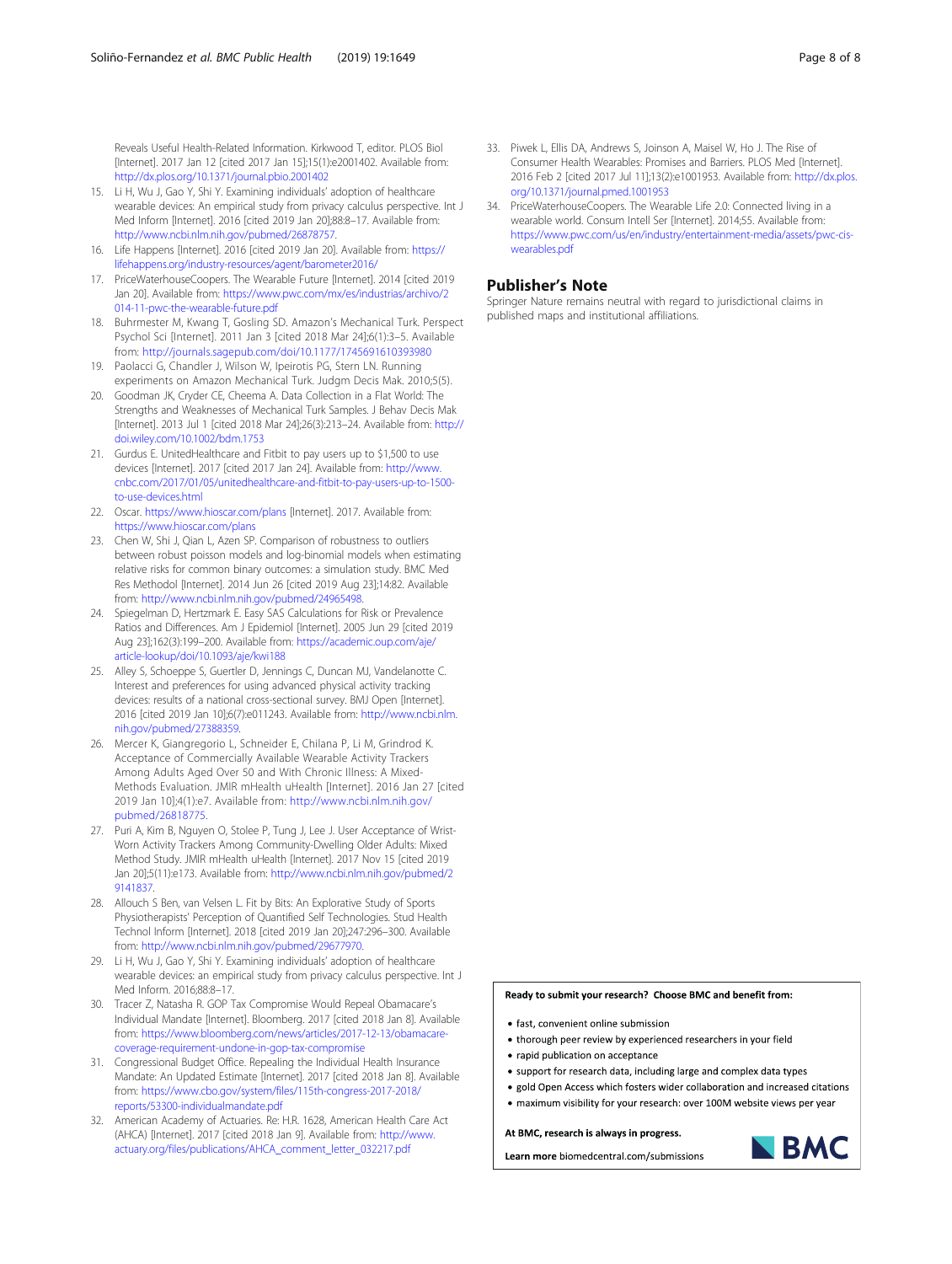Reveals Useful Health-Related Information. Kirkwood T, editor. PLOS Biol [Internet]. 2017 Jan 12 [cited 2017 Jan 15];15(1):e2001402. Available from: http://dx.plos.org/10.1371/journal.pbio.2001402

15. Li H, Wu J, Gao Y, Shi Y. Examining individuals' adoption of healthcare wearable devices: An empirical study from privacy calculus perspective. Int J Med Inform [Internet]. 2016 [cited 2019 Jan 20];88:8–17. Available from: http://www.ncbi.nlm.nih.gov/pubmed/26878757.
16. Life Happens [Internet]. 2016 [cited 2019 Jan 20]. Available from: https://lifehappens.org/industry-resources/agent/barometer2016/
17. PriceWaterhouseCoopers. The Wearable Future [Internet]. 2014 [cited 2019 Jan 20]. Available from: https://www.pwc.com/mx/es/industrias/archivo/2014-11-pwc-the-wearable-future.pdf
18. Buhrmester M, Kwang T, Gosling SD. Amazon's Mechanical Turk. Perspect Psychol Sci [Internet]. 2011 Jan 3 [cited 2018 Mar 24];6(1):3–5. Available from: http://journals.sagepub.com/doi/10.1177/1745691610393980
19. Paolacci G, Chandler J, Wilson W, Ipeirotis PG, Stern LN. Running experiments on Amazon Mechanical Turk. Judgm Decis Mak. 2010;5(5).
20. Goodman JK, Cryder CE, Cheema A. Data Collection in a Flat World: The Strengths and Weaknesses of Mechanical Turk Samples. J Behav Decis Mak [Internet]. 2013 Jul 1 [cited 2018 Mar 24];26(3):213–24. Available from: http://doi.wiley.com/10.1002/bdm.1753
21. Gurdus E. UnitedHealthcare and Fitbit to pay users up to $1,500 to use devices [Internet]. 2017 [cited 2017 Jan 24]. Available from: http://www.cnbc.com/2017/01/05/unitedhealthcare-and-fitbit-to-pay-users-up-to-1500-to-use-devices.html
22. Oscar. https://www.hioscar.com/plans [Internet]. 2017. Available from: https://www.hioscar.com/plans
23. Chen W, Shi J, Qian L, Azen SP. Comparison of robustness to outliers between robust poisson models and log-binomial models when estimating relative risks for common binary outcomes: a simulation study. BMC Med Res Methodol [Internet]. 2014 Jun 26 [cited 2019 Aug 23];14:82. Available from: http://www.ncbi.nlm.nih.gov/pubmed/24965498.
24. Spiegelman D, Hertzmark E. Easy SAS Calculations for Risk or Prevalence Ratios and Differences. Am J Epidemiol [Internet]. 2005 Jun 29 [cited 2019 Aug 23];162(3):199–200. Available from: https://academic.oup.com/aje/article-lookup/doi/10.1093/aje/kwi188
25. Alley S, Schoeppe S, Guertler D, Jennings C, Duncan MJ, Vandelanotte C. Interest and preferences for using advanced physical activity tracking devices: results of a national cross-sectional survey. BMJ Open [Internet]. 2016 [cited 2019 Jan 10];6(7):e011243. Available from: http://www.ncbi.nlm.nih.gov/pubmed/27388359.
26. Mercer K, Giangregorio L, Schneider E, Chilana P, Li M, Grindrod K. Acceptance of Commercially Available Wearable Activity Trackers Among Adults Aged Over 50 and With Chronic Illness: A Mixed-Methods Evaluation. JMIR mHealth uHealth [Internet]. 2016 Jan 27 [cited 2019 Jan 10];4(1):e7. Available from: http://www.ncbi.nlm.nih.gov/pubmed/26818775.
27. Puri A, Kim B, Nguyen O, Stolee P, Tung J, Lee J. User Acceptance of Wrist-Worn Activity Trackers Among Community-Dwelling Older Adults: Mixed Method Study. JMIR mHealth uHealth [Internet]. 2017 Nov 15 [cited 2019 Jan 20];5(11):e173. Available from: http://www.ncbi.nlm.nih.gov/pubmed/29141837.
28. Allouch S Ben, van Velsen L. Fit by Bits: An Explorative Study of Sports Physiotherapists' Perception of Quantified Self Technologies. Stud Health Technol Inform [Internet]. 2018 [cited 2019 Jan 20];247:296–300. Available from: http://www.ncbi.nlm.nih.gov/pubmed/29677970.
29. Li H, Wu J, Gao Y, Shi Y. Examining individuals' adoption of healthcare wearable devices: an empirical study from privacy calculus perspective. Int J Med Inform. 2016;88:8–17.
30. Tracer Z, Natasha R. GOP Tax Compromise Would Repeal Obamacare's Individual Mandate [Internet]. Bloomberg. 2017 [cited 2018 Jan 8]. Available from: https://www.bloomberg.com/news/articles/2017-12-13/obamacare-coverage-requirement-undone-in-gop-tax-compromise
31. Congressional Budget Office. Repealing the Individual Health Insurance Mandate: An Updated Estimate [Internet]. 2017 [cited 2018 Jan 8]. Available from: https://www.cbo.gov/system/files/115th-congress-2017-2018/reports/53300-individualmandate.pdf
32. American Academy of Actuaries. Re: H.R. 1628, American Health Care Act (AHCA) [Internet]. 2017 [cited 2018 Jan 9]. Available from: http://www.actuary.org/files/publications/AHCA_comment_letter_032217.pdf
33. Piwek L, Ellis DA, Andrews S, Joinson A, Maisel W, Ho J. The Rise of Consumer Health Wearables: Promises and Barriers. PLOS Med [Internet]. 2016 Feb 2 [cited 2017 Jul 11];13(2):e1001953. Available from: http://dx.plos.org/10.1371/journal.pmed.1001953
34. PriceWaterhouseCoopers. The Wearable Life 2.0: Connected living in a wearable world. Consum Intell Ser [Internet]. 2014;55. Available from: https://www.pwc.com/us/en/industry/entertainment-media/assets/pwc-cis-wearables.pdf

## Publisher's Note

Springer Nature remains neutral with regard to jurisdictional claims in published maps and institutional affiliations.

**Ready to submit your research? Choose BMC and benefit from:**

- fast, convenient online submission
- thorough peer review by experienced researchers in your field
- rapid publication on acceptance
- support for research data, including large and complex data types
- gold Open Access which fosters wider collaboration and increased citations
- maximum visibility for your research: over 100M website views per year

**At BMC, research is always in progress.**

**Learn more** biomedcentral.com/submissions

BMC